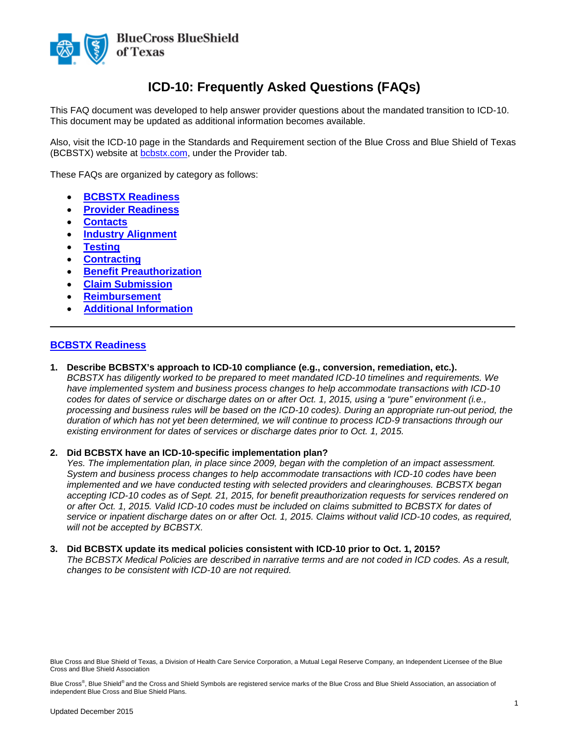# ICD-10: Frequently Asked Questions (FAQs)

This FAQ document was developed to help answer provider questions about the mandated transition to ICD-10. This document may be updated as additional information becomes available.

Also, visit the ICD-10 page in the Standards and Requirement section of the Blue Cross and Blue Shield of Texas (BCBSTX) website at bcbstx.com, under the Provider tab.

These FAQs are organized by category as follows:

- **BCBSTX Readiness**
- **Provider Readiness**
- **Contacts**
- **Industry Alignment**
- **Testing**
- **Contracting**
- **Benefit Preauthorization**
- **Claim Submission**
- **Reimbursement**
- **Additional Information**

---

## BCBSTX Readiness

1. **Describe BCBSTX's approach to ICD-10 compliance (e.g., conversion, remediation, etc.).**
   *BCBSTX has diligently worked to be prepared to meet mandated ICD-10 timelines and requirements. We have implemented system and business process changes to help accommodate transactions with ICD-10 codes for dates of service or discharge dates on or after Oct. 1, 2015, using a "pure" environment (i.e., processing and business rules will be based on the ICD-10 codes). During an appropriate run-out period, the duration of which has not yet been determined, we will continue to process ICD-9 transactions through our existing environment for dates of services or discharge dates prior to Oct. 1, 2015.*

2. **Did BCBSTX have an ICD-10-specific implementation plan?**
   *Yes. The implementation plan, in place since 2009, began with the completion of an impact assessment. System and business process changes to help accommodate transactions with ICD-10 codes have been implemented and we have conducted testing with selected providers and clearinghouses. BCBSTX began accepting ICD-10 codes as of Sept. 21, 2015, for benefit preauthorization requests for services rendered on or after Oct. 1, 2015. Valid ICD-10 codes must be included on claims submitted to BCBSTX for dates of service or inpatient discharge dates on or after Oct. 1, 2015. Claims without valid ICD-10 codes, as required, will not be accepted by BCBSTX.*

3. **Did BCBSTX update its medical policies consistent with ICD-10 prior to Oct. 1, 2015?**
   *The BCBSTX Medical Policies are described in narrative terms and are not coded in ICD codes. As a result, changes to be consistent with ICD-10 are not required.*

Blue Cross and Blue Shield of Texas, a Division of Health Care Service Corporation, a Mutual Legal Reserve Company, an Independent Licensee of the Blue Cross and Blue Shield Association

Blue Cross®, Blue Shield® and the Cross and Shield Symbols are registered service marks of the Blue Cross and Blue Shield Association, an association of independent Blue Cross and Blue Shield Plans.

Updated December 2015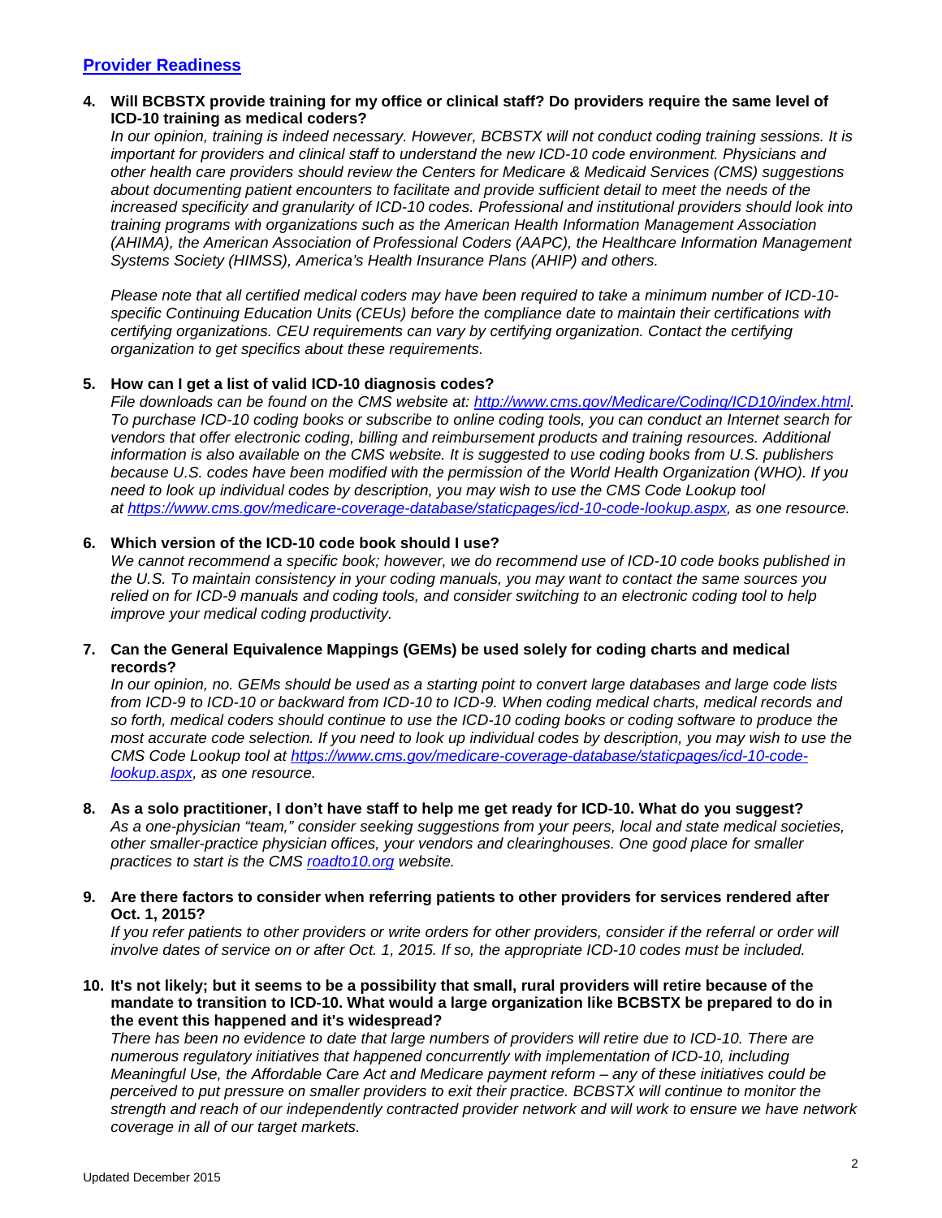## Provider Readiness

**4. Will BCBSTX provide training for my office or clinical staff? Do providers require the same level of ICD-10 training as medical coders?**

*In our opinion, training is indeed necessary. However, BCBSTX will not conduct coding training sessions. It is important for providers and clinical staff to understand the new ICD-10 code environment. Physicians and other health care providers should review the Centers for Medicare & Medicaid Services (CMS) suggestions about documenting patient encounters to facilitate and provide sufficient detail to meet the needs of the increased specificity and granularity of ICD-10 codes. Professional and institutional providers should look into training programs with organizations such as the American Health Information Management Association (AHIMA), the American Association of Professional Coders (AAPC), the Healthcare Information Management Systems Society (HIMSS), America's Health Insurance Plans (AHIP) and others.*

*Please note that all certified medical coders may have been required to take a minimum number of ICD-10-specific Continuing Education Units (CEUs) before the compliance date to maintain their certifications with certifying organizations. CEU requirements can vary by certifying organization. Contact the certifying organization to get specifics about these requirements.*

**5. How can I get a list of valid ICD-10 diagnosis codes?**

*File downloads can be found on the CMS website at: [http://www.cms.gov/Medicare/Coding/ICD10/index.html](http://www.cms.gov/Medicare/Coding/ICD10/index.html). To purchase ICD-10 coding books or subscribe to online coding tools, you can conduct an Internet search for vendors that offer electronic coding, billing and reimbursement products and training resources. Additional information is also available on the CMS website. It is suggested to use coding books from U.S. publishers because U.S. codes have been modified with the permission of the World Health Organization (WHO). If you need to look up individual codes by description, you may wish to use the CMS Code Lookup tool at [https://www.cms.gov/medicare-coverage-database/staticpages/icd-10-code-lookup.aspx](https://www.cms.gov/medicare-coverage-database/staticpages/icd-10-code-lookup.aspx), as one resource.*

**6. Which version of the ICD-10 code book should I use?**

*We cannot recommend a specific book; however, we do recommend use of ICD-10 code books published in the U.S. To maintain consistency in your coding manuals, you may want to contact the same sources you relied on for ICD-9 manuals and coding tools, and consider switching to an electronic coding tool to help improve your medical coding productivity.*

**7. Can the General Equivalence Mappings (GEMs) be used solely for coding charts and medical records?**

*In our opinion, no. GEMs should be used as a starting point to convert large databases and large code lists from ICD-9 to ICD-10 or backward from ICD-10 to ICD-9. When coding medical charts, medical records and so forth, medical coders should continue to use the ICD-10 coding books or coding software to produce the most accurate code selection. If you need to look up individual codes by description, you may wish to use the CMS Code Lookup tool at [https://www.cms.gov/medicare-coverage-database/staticpages/icd-10-code-lookup.aspx](https://www.cms.gov/medicare-coverage-database/staticpages/icd-10-code-lookup.aspx), as one resource.*

**8. As a solo practitioner, I don't have staff to help me get ready for ICD-10. What do you suggest?**

*As a one-physician "team," consider seeking suggestions from your peers, local and state medical societies, other smaller-practice physician offices, your vendors and clearinghouses. One good place for smaller practices to start is the CMS [roadto10.org](roadto10.org) website.*

**9. Are there factors to consider when referring patients to other providers for services rendered after Oct. 1, 2015?**

*If you refer patients to other providers or write orders for other providers, consider if the referral or order will involve dates of service on or after Oct. 1, 2015. If so, the appropriate ICD-10 codes must be included.*

**10. It's not likely; but it seems to be a possibility that small, rural providers will retire because of the mandate to transition to ICD-10. What would a large organization like BCBSTX be prepared to do in the event this happened and it's widespread?**

*There has been no evidence to date that large numbers of providers will retire due to ICD-10. There are numerous regulatory initiatives that happened concurrently with implementation of ICD-10, including Meaningful Use, the Affordable Care Act and Medicare payment reform – any of these initiatives could be perceived to put pressure on smaller providers to exit their practice. BCBSTX will continue to monitor the strength and reach of our independently contracted provider network and will work to ensure we have network coverage in all of our target markets.*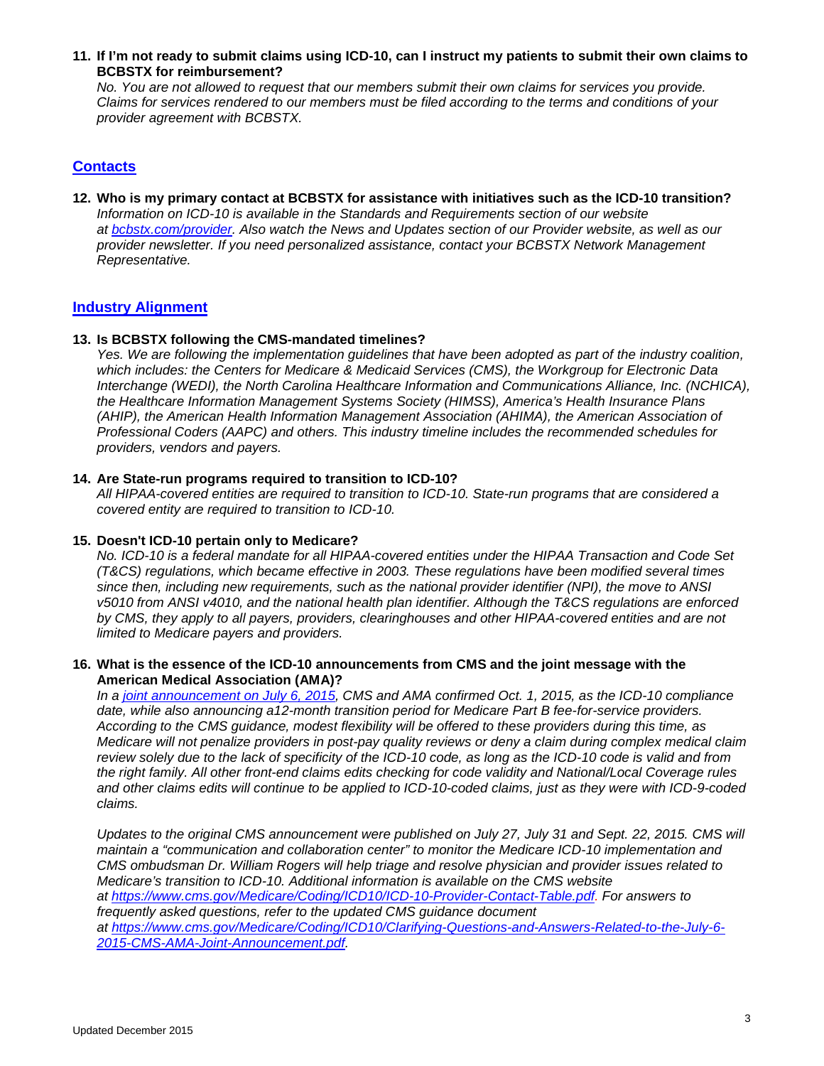**11. If I'm not ready to submit claims using ICD-10, can I instruct my patients to submit their own claims to BCBSTX for reimbursement?**

*No. You are not allowed to request that our members submit their own claims for services you provide. Claims for services rendered to our members must be filed according to the terms and conditions of your provider agreement with BCBSTX.*

## Contacts

**12. Who is my primary contact at BCBSTX for assistance with initiatives such as the ICD-10 transition?**

*Information on ICD-10 is available in the Standards and Requirements section of our website at bcbstx.com/provider. Also watch the News and Updates section of our Provider website, as well as our provider newsletter. If you need personalized assistance, contact your BCBSTX Network Management Representative.*

## Industry Alignment

**13. Is BCBSTX following the CMS-mandated timelines?**

*Yes. We are following the implementation guidelines that have been adopted as part of the industry coalition, which includes: the Centers for Medicare & Medicaid Services (CMS), the Workgroup for Electronic Data Interchange (WEDI), the North Carolina Healthcare Information and Communications Alliance, Inc. (NCHICA), the Healthcare Information Management Systems Society (HIMSS), America's Health Insurance Plans (AHIP), the American Health Information Management Association (AHIMA), the American Association of Professional Coders (AAPC) and others. This industry timeline includes the recommended schedules for providers, vendors and payers.*

**14. Are State-run programs required to transition to ICD-10?**

*All HIPAA-covered entities are required to transition to ICD-10. State-run programs that are considered a covered entity are required to transition to ICD-10.*

**15. Doesn't ICD-10 pertain only to Medicare?**

*No. ICD-10 is a federal mandate for all HIPAA-covered entities under the HIPAA Transaction and Code Set (T&CS) regulations, which became effective in 2003. These regulations have been modified several times since then, including new requirements, such as the national provider identifier (NPI), the move to ANSI v5010 from ANSI v4010, and the national health plan identifier. Although the T&CS regulations are enforced by CMS, they apply to all payers, providers, clearinghouses and other HIPAA-covered entities and are not limited to Medicare payers and providers.*

**16. What is the essence of the ICD-10 announcements from CMS and the joint message with the American Medical Association (AMA)?**

*In a joint announcement on July 6, 2015, CMS and AMA confirmed Oct. 1, 2015, as the ICD-10 compliance date, while also announcing a12-month transition period for Medicare Part B fee-for-service providers. According to the CMS guidance, modest flexibility will be offered to these providers during this time, as Medicare will not penalize providers in post-pay quality reviews or deny a claim during complex medical claim review solely due to the lack of specificity of the ICD-10 code, as long as the ICD-10 code is valid and from the right family. All other front-end claims edits checking for code validity and National/Local Coverage rules and other claims edits will continue to be applied to ICD-10-coded claims, just as they were with ICD-9-coded claims.*

*Updates to the original CMS announcement were published on July 27, July 31 and Sept. 22, 2015. CMS will maintain a "communication and collaboration center" to monitor the Medicare ICD-10 implementation and CMS ombudsman Dr. William Rogers will help triage and resolve physician and provider issues related to Medicare's transition to ICD-10. Additional information is available on the CMS website at https://www.cms.gov/Medicare/Coding/ICD10/ICD-10-Provider-Contact-Table.pdf. For answers to frequently asked questions, refer to the updated CMS guidance document at https://www.cms.gov/Medicare/Coding/ICD10/Clarifying-Questions-and-Answers-Related-to-the-July-6-2015-CMS-AMA-Joint-Announcement.pdf.*

Updated December 2015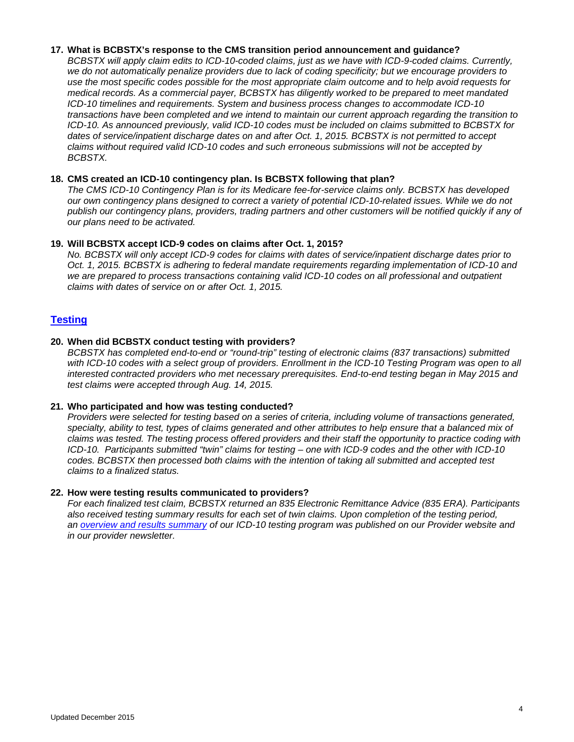**17. What is BCBSTX's response to the CMS transition period announcement and guidance?**

*BCBSTX will apply claim edits to ICD-10-coded claims, just as we have with ICD-9-coded claims. Currently, we do not automatically penalize providers due to lack of coding specificity; but we encourage providers to use the most specific codes possible for the most appropriate claim outcome and to help avoid requests for medical records. As a commercial payer, BCBSTX has diligently worked to be prepared to meet mandated ICD-10 timelines and requirements. System and business process changes to accommodate ICD-10 transactions have been completed and we intend to maintain our current approach regarding the transition to ICD-10. As announced previously, valid ICD-10 codes must be included on claims submitted to BCBSTX for dates of service/inpatient discharge dates on and after Oct. 1, 2015. BCBSTX is not permitted to accept claims without required valid ICD-10 codes and such erroneous submissions will not be accepted by BCBSTX.*

**18. CMS created an ICD-10 contingency plan. Is BCBSTX following that plan?**

*The CMS ICD-10 Contingency Plan is for its Medicare fee-for-service claims only. BCBSTX has developed our own contingency plans designed to correct a variety of potential ICD-10-related issues. While we do not publish our contingency plans, providers, trading partners and other customers will be notified quickly if any of our plans need to be activated.*

**19. Will BCBSTX accept ICD-9 codes on claims after Oct. 1, 2015?**

*No. BCBSTX will only accept ICD-9 codes for claims with dates of service/inpatient discharge dates prior to Oct. 1, 2015. BCBSTX is adhering to federal mandate requirements regarding implementation of ICD-10 and we are prepared to process transactions containing valid ICD-10 codes on all professional and outpatient claims with dates of service on or after Oct. 1, 2015.*

## Testing

**20. When did BCBSTX conduct testing with providers?**

*BCBSTX has completed end-to-end or "round-trip" testing of electronic claims (837 transactions) submitted with ICD-10 codes with a select group of providers. Enrollment in the ICD-10 Testing Program was open to all interested contracted providers who met necessary prerequisites. End-to-end testing began in May 2015 and test claims were accepted through Aug. 14, 2015.*

**21. Who participated and how was testing conducted?**

*Providers were selected for testing based on a series of criteria, including volume of transactions generated, specialty, ability to test, types of claims generated and other attributes to help ensure that a balanced mix of claims was tested. The testing process offered providers and their staff the opportunity to practice coding with ICD-10. Participants submitted "twin" claims for testing – one with ICD-9 codes and the other with ICD-10 codes. BCBSTX then processed both claims with the intention of taking all submitted and accepted test claims to a finalized status.*

**22. How were testing results communicated to providers?**

*For each finalized test claim, BCBSTX returned an 835 Electronic Remittance Advice (835 ERA). Participants also received testing summary results for each set of twin claims. Upon completion of the testing period, an overview and results summary of our ICD-10 testing program was published on our Provider website and in our provider newsletter.*

Updated December 2015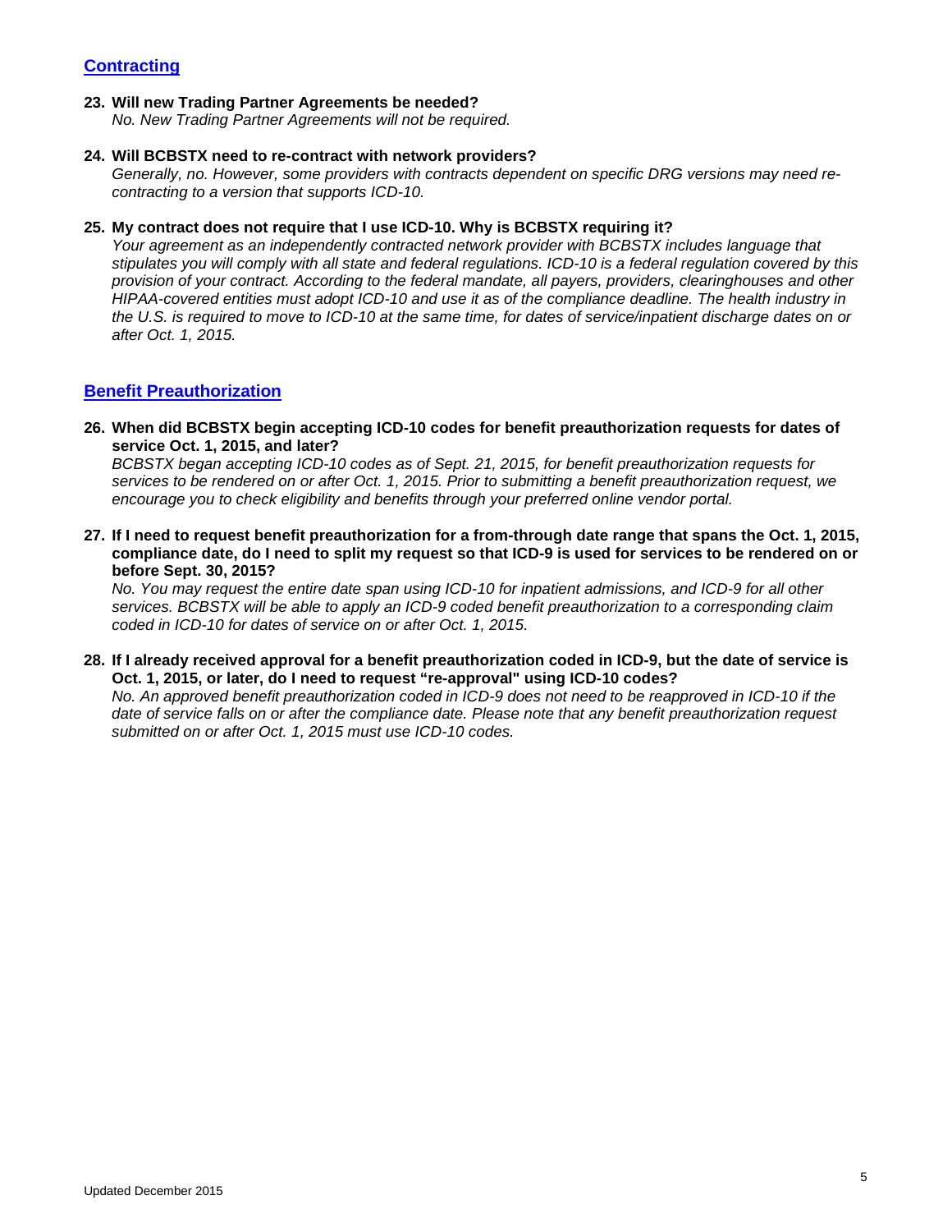## Contracting

**23. Will new Trading Partner Agreements be needed?**
*No. New Trading Partner Agreements will not be required.*

**24. Will BCBSTX need to re-contract with network providers?**
*Generally, no. However, some providers with contracts dependent on specific DRG versions may need re-contracting to a version that supports ICD-10.*

**25. My contract does not require that I use ICD-10. Why is BCBSTX requiring it?**
*Your agreement as an independently contracted network provider with BCBSTX includes language that stipulates you will comply with all state and federal regulations. ICD-10 is a federal regulation covered by this provision of your contract. According to the federal mandate, all payers, providers, clearinghouses and other HIPAA-covered entities must adopt ICD-10 and use it as of the compliance deadline. The health industry in the U.S. is required to move to ICD-10 at the same time, for dates of service/inpatient discharge dates on or after Oct. 1, 2015.*

## Benefit Preauthorization

**26. When did BCBSTX begin accepting ICD-10 codes for benefit preauthorization requests for dates of service Oct. 1, 2015, and later?**
*BCBSTX began accepting ICD-10 codes as of Sept. 21, 2015, for benefit preauthorization requests for services to be rendered on or after Oct. 1, 2015. Prior to submitting a benefit preauthorization request, we encourage you to check eligibility and benefits through your preferred online vendor portal.*

**27. If I need to request benefit preauthorization for a from-through date range that spans the Oct. 1, 2015, compliance date, do I need to split my request so that ICD-9 is used for services to be rendered on or before Sept. 30, 2015?**
*No. You may request the entire date span using ICD-10 for inpatient admissions, and ICD-9 for all other services. BCBSTX will be able to apply an ICD-9 coded benefit preauthorization to a corresponding claim coded in ICD-10 for dates of service on or after Oct. 1, 2015.*

**28. If I already received approval for a benefit preauthorization coded in ICD-9, but the date of service is Oct. 1, 2015, or later, do I need to request "re-approval" using ICD-10 codes?**
*No. An approved benefit preauthorization coded in ICD-9 does not need to be reapproved in ICD-10 if the date of service falls on or after the compliance date. Please note that any benefit preauthorization request submitted on or after Oct. 1, 2015 must use ICD-10 codes.*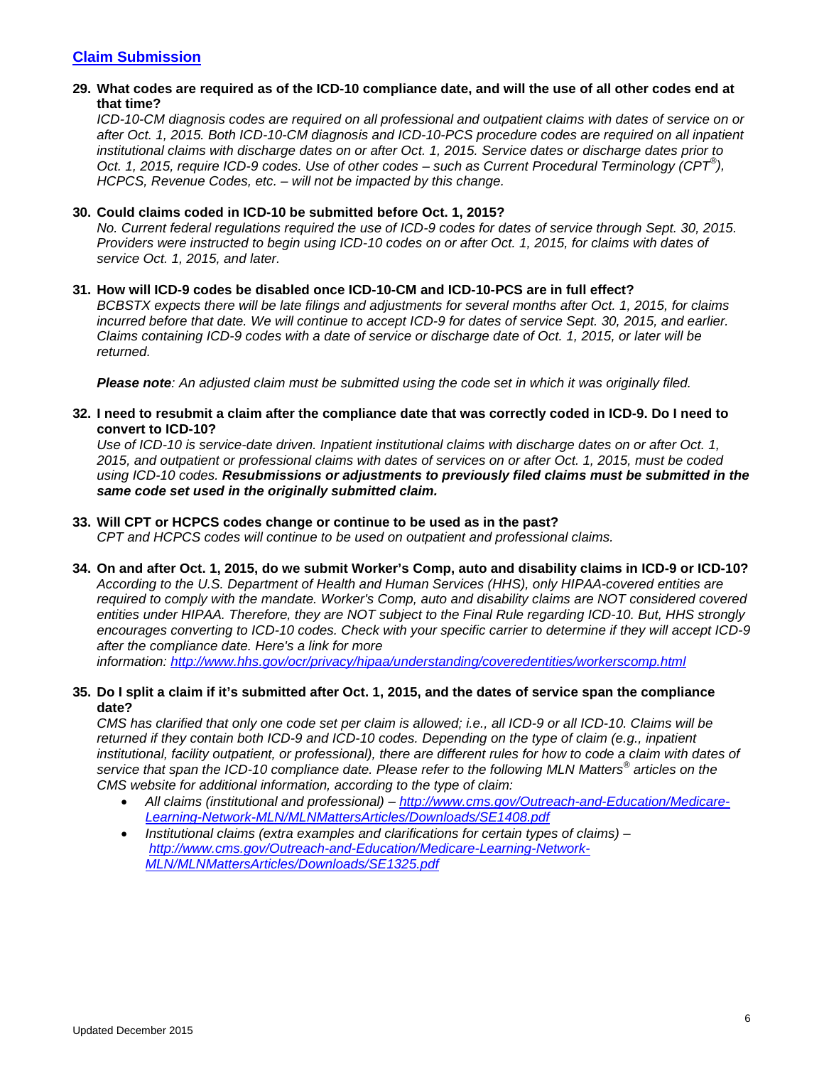## [Claim Submission]()

**29. What codes are required as of the ICD-10 compliance date, and will the use of all other codes end at that time?**

*ICD-10-CM diagnosis codes are required on all professional and outpatient claims with dates of service on or after Oct. 1, 2015. Both ICD-10-CM diagnosis and ICD-10-PCS procedure codes are required on all inpatient institutional claims with discharge dates on or after Oct. 1, 2015. Service dates or discharge dates prior to Oct. 1, 2015, require ICD-9 codes. Use of other codes – such as Current Procedural Terminology (CPT®), HCPCS, Revenue Codes, etc. – will not be impacted by this change.*

**30. Could claims coded in ICD-10 be submitted before Oct. 1, 2015?**

*No. Current federal regulations required the use of ICD-9 codes for dates of service through Sept. 30, 2015. Providers were instructed to begin using ICD-10 codes on or after Oct. 1, 2015, for claims with dates of service Oct. 1, 2015, and later.*

**31. How will ICD-9 codes be disabled once ICD-10-CM and ICD-10-PCS are in full effect?**

*BCBSTX expects there will be late filings and adjustments for several months after Oct. 1, 2015, for claims incurred before that date. We will continue to accept ICD-9 for dates of service Sept. 30, 2015, and earlier. Claims containing ICD-9 codes with a date of service or discharge date of Oct. 1, 2015, or later will be returned.*

***Please note**: An adjusted claim must be submitted using the code set in which it was originally filed.*

**32. I need to resubmit a claim after the compliance date that was correctly coded in ICD-9. Do I need to convert to ICD-10?**

*Use of ICD-10 is service-date driven. Inpatient institutional claims with discharge dates on or after Oct. 1, 2015, and outpatient or professional claims with dates of services on or after Oct. 1, 2015, must be coded using ICD-10 codes. **Resubmissions or adjustments to previously filed claims must be submitted in the same code set used in the originally submitted claim.***

**33. Will CPT or HCPCS codes change or continue to be used as in the past?**

*CPT and HCPCS codes will continue to be used on outpatient and professional claims.*

**34. On and after Oct. 1, 2015, do we submit Worker's Comp, auto and disability claims in ICD-9 or ICD-10?**

*According to the U.S. Department of Health and Human Services (HHS), only HIPAA-covered entities are required to comply with the mandate. Worker's Comp, auto and disability claims are NOT considered covered entities under HIPAA. Therefore, they are NOT subject to the Final Rule regarding ICD-10. But, HHS strongly encourages converting to ICD-10 codes. Check with your specific carrier to determine if they will accept ICD-9 after the compliance date. Here's a link for more information: [http://www.hhs.gov/ocr/privacy/hipaa/understanding/coveredentities/workerscomp.html](http://www.hhs.gov/ocr/privacy/hipaa/understanding/coveredentities/workerscomp.html)*

**35. Do I split a claim if it's submitted after Oct. 1, 2015, and the dates of service span the compliance date?**

*CMS has clarified that only one code set per claim is allowed; i.e., all ICD-9 or all ICD-10. Claims will be returned if they contain both ICD-9 and ICD-10 codes. Depending on the type of claim (e.g., inpatient institutional, facility outpatient, or professional), there are different rules for how to code a claim with dates of service that span the ICD-10 compliance date. Please refer to the following MLN Matters® articles on the CMS website for additional information, according to the type of claim:*

- *All claims (institutional and professional) – [http://www.cms.gov/Outreach-and-Education/Medicare-Learning-Network-MLN/MLNMattersArticles/Downloads/SE1408.pdf](http://www.cms.gov/Outreach-and-Education/Medicare-Learning-Network-MLN/MLNMattersArticles/Downloads/SE1408.pdf)*
- *Institutional claims (extra examples and clarifications for certain types of claims) – [http://www.cms.gov/Outreach-and-Education/Medicare-Learning-Network-MLN/MLNMattersArticles/Downloads/SE1325.pdf](http://www.cms.gov/Outreach-and-Education/Medicare-Learning-Network-MLN/MLNMattersArticles/Downloads/SE1325.pdf)*

Updated December 2015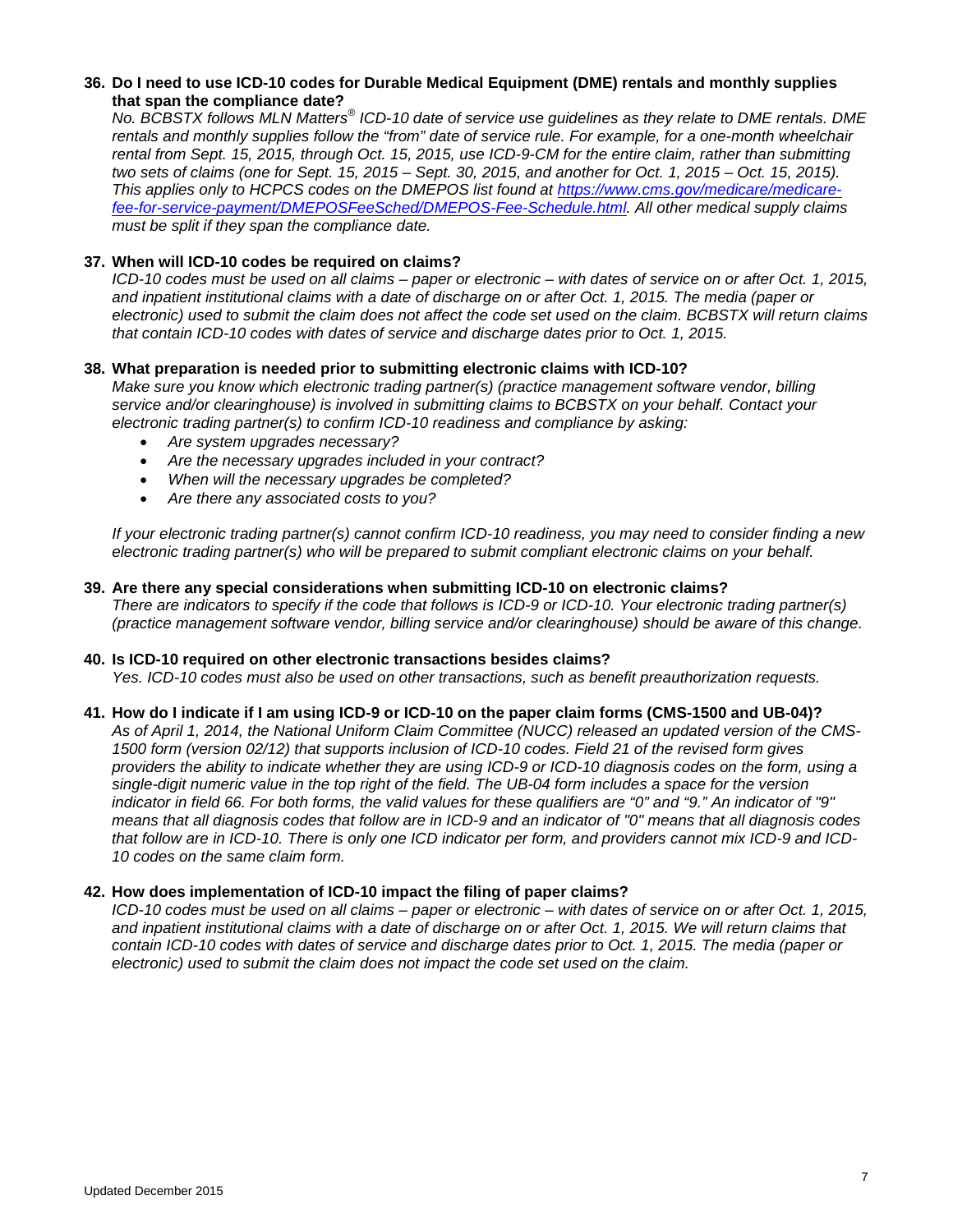**36. Do I need to use ICD-10 codes for Durable Medical Equipment (DME) rentals and monthly supplies that span the compliance date?**

*No. BCBSTX follows MLN Matters® ICD-10 date of service use guidelines as they relate to DME rentals. DME rentals and monthly supplies follow the "from" date of service rule. For example, for a one-month wheelchair rental from Sept. 15, 2015, through Oct. 15, 2015, use ICD-9-CM for the entire claim, rather than submitting two sets of claims (one for Sept. 15, 2015 – Sept. 30, 2015, and another for Oct. 1, 2015 – Oct. 15, 2015). This applies only to HCPCS codes on the DMEPOS list found at [https://www.cms.gov/medicare/medicare-fee-for-service-payment/DMEPOSFeeSched/DMEPOS-Fee-Schedule.html](https://www.cms.gov/medicare/medicare-fee-for-service-payment/DMEPOSFeeSched/DMEPOS-Fee-Schedule.html). All other medical supply claims must be split if they span the compliance date.*

**37. When will ICD-10 codes be required on claims?**

*ICD-10 codes must be used on all claims – paper or electronic – with dates of service on or after Oct. 1, 2015, and inpatient institutional claims with a date of discharge on or after Oct. 1, 2015. The media (paper or electronic) used to submit the claim does not affect the code set used on the claim. BCBSTX will return claims that contain ICD-10 codes with dates of service and discharge dates prior to Oct. 1, 2015.*

**38. What preparation is needed prior to submitting electronic claims with ICD-10?**

*Make sure you know which electronic trading partner(s) (practice management software vendor, billing service and/or clearinghouse) is involved in submitting claims to BCBSTX on your behalf. Contact your electronic trading partner(s) to confirm ICD-10 readiness and compliance by asking:*

- *Are system upgrades necessary?*
- *Are the necessary upgrades included in your contract?*
- *When will the necessary upgrades be completed?*
- *Are there any associated costs to you?*

*If your electronic trading partner(s) cannot confirm ICD-10 readiness, you may need to consider finding a new electronic trading partner(s) who will be prepared to submit compliant electronic claims on your behalf.*

**39. Are there any special considerations when submitting ICD-10 on electronic claims?**

*There are indicators to specify if the code that follows is ICD-9 or ICD-10. Your electronic trading partner(s) (practice management software vendor, billing service and/or clearinghouse) should be aware of this change.*

**40. Is ICD-10 required on other electronic transactions besides claims?**

*Yes. ICD-10 codes must also be used on other transactions, such as benefit preauthorization requests.*

**41. How do I indicate if I am using ICD-9 or ICD-10 on the paper claim forms (CMS-1500 and UB-04)?**

*As of April 1, 2014, the National Uniform Claim Committee (NUCC) released an updated version of the CMS-1500 form (version 02/12) that supports inclusion of ICD-10 codes. Field 21 of the revised form gives providers the ability to indicate whether they are using ICD-9 or ICD-10 diagnosis codes on the form, using a single-digit numeric value in the top right of the field. The UB-04 form includes a space for the version indicator in field 66. For both forms, the valid values for these qualifiers are "0" and "9." An indicator of "9" means that all diagnosis codes that follow are in ICD-9 and an indicator of "0" means that all diagnosis codes that follow are in ICD-10. There is only one ICD indicator per form, and providers cannot mix ICD-9 and ICD-10 codes on the same claim form.*

**42. How does implementation of ICD-10 impact the filing of paper claims?**

*ICD-10 codes must be used on all claims – paper or electronic – with dates of service on or after Oct. 1, 2015, and inpatient institutional claims with a date of discharge on or after Oct. 1, 2015. We will return claims that contain ICD-10 codes with dates of service and discharge dates prior to Oct. 1, 2015. The media (paper or electronic) used to submit the claim does not impact the code set used on the claim.*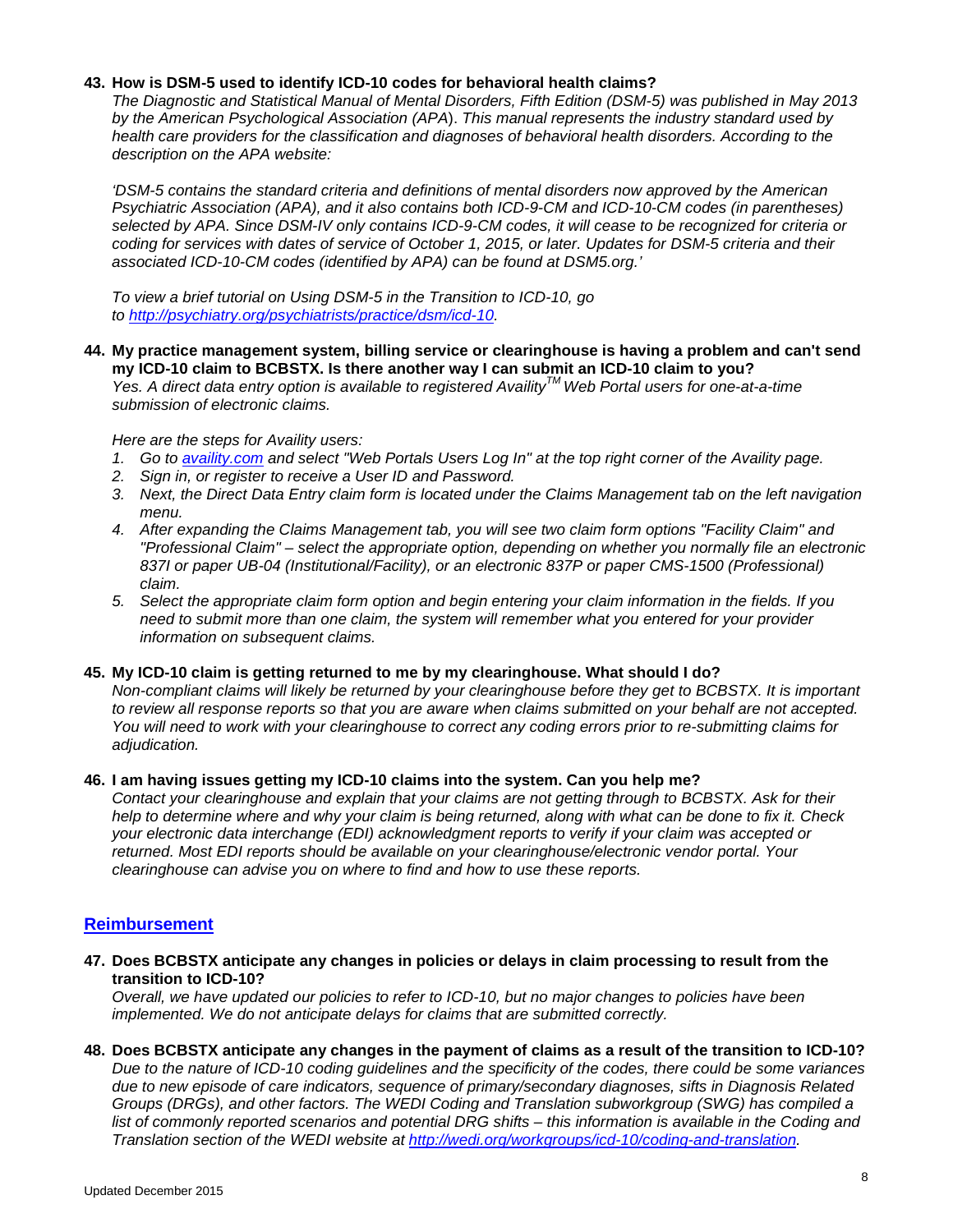**43. How is DSM-5 used to identify ICD-10 codes for behavioral health claims?**

*The Diagnostic and Statistical Manual of Mental Disorders, Fifth Edition (DSM-5) was published in May 2013 by the American Psychological Association (APA). This manual represents the industry standard used by health care providers for the classification and diagnoses of behavioral health disorders. According to the description on the APA website:*

*'DSM-5 contains the standard criteria and definitions of mental disorders now approved by the American Psychiatric Association (APA), and it also contains both ICD-9-CM and ICD-10-CM codes (in parentheses) selected by APA. Since DSM-IV only contains ICD-9-CM codes, it will cease to be recognized for criteria or coding for services with dates of service of October 1, 2015, or later. Updates for DSM-5 criteria and their associated ICD-10-CM codes (identified by APA) can be found at DSM5.org.'*

*To view a brief tutorial on Using DSM-5 in the Transition to ICD-10, go to [http://psychiatry.org/psychiatrists/practice/dsm/icd-10](http://psychiatry.org/psychiatrists/practice/dsm/icd-10).*

**44. My practice management system, billing service or clearinghouse is having a problem and can't send my ICD-10 claim to BCBSTX. Is there another way I can submit an ICD-10 claim to you?**

*Yes. A direct data entry option is available to registered Availity™ Web Portal users for one-at-a-time submission of electronic claims.*

*Here are the steps for Availity users:*

1. *Go to [availity.com](availity.com) and select "Web Portals Users Log In" at the top right corner of the Availity page.*
2. *Sign in, or register to receive a User ID and Password.*
3. *Next, the Direct Data Entry claim form is located under the Claims Management tab on the left navigation menu.*
4. *After expanding the Claims Management tab, you will see two claim form options "Facility Claim" and "Professional Claim" – select the appropriate option, depending on whether you normally file an electronic 837I or paper UB-04 (Institutional/Facility), or an electronic 837P or paper CMS-1500 (Professional) claim.*
5. *Select the appropriate claim form option and begin entering your claim information in the fields. If you need to submit more than one claim, the system will remember what you entered for your provider information on subsequent claims.*

**45. My ICD-10 claim is getting returned to me by my clearinghouse. What should I do?**

*Non-compliant claims will likely be returned by your clearinghouse before they get to BCBSTX. It is important to review all response reports so that you are aware when claims submitted on your behalf are not accepted. You will need to work with your clearinghouse to correct any coding errors prior to re-submitting claims for adjudication.*

**46. I am having issues getting my ICD-10 claims into the system. Can you help me?**

*Contact your clearinghouse and explain that your claims are not getting through to BCBSTX. Ask for their help to determine where and why your claim is being returned, along with what can be done to fix it. Check your electronic data interchange (EDI) acknowledgment reports to verify if your claim was accepted or returned. Most EDI reports should be available on your clearinghouse/electronic vendor portal. Your clearinghouse can advise you on where to find and how to use these reports.*

## Reimbursement

**47. Does BCBSTX anticipate any changes in policies or delays in claim processing to result from the transition to ICD-10?**

*Overall, we have updated our policies to refer to ICD-10, but no major changes to policies have been implemented. We do not anticipate delays for claims that are submitted correctly.*

**48. Does BCBSTX anticipate any changes in the payment of claims as a result of the transition to ICD-10?**

*Due to the nature of ICD-10 coding guidelines and the specificity of the codes, there could be some variances due to new episode of care indicators, sequence of primary/secondary diagnoses, sifts in Diagnosis Related Groups (DRGs), and other factors. The WEDI Coding and Translation subworkgroup (SWG) has compiled a list of commonly reported scenarios and potential DRG shifts – this information is available in the Coding and Translation section of the WEDI website at [http://wedi.org/workgroups/icd-10/coding-and-translation](http://wedi.org/workgroups/icd-10/coding-and-translation).*

Updated December 2015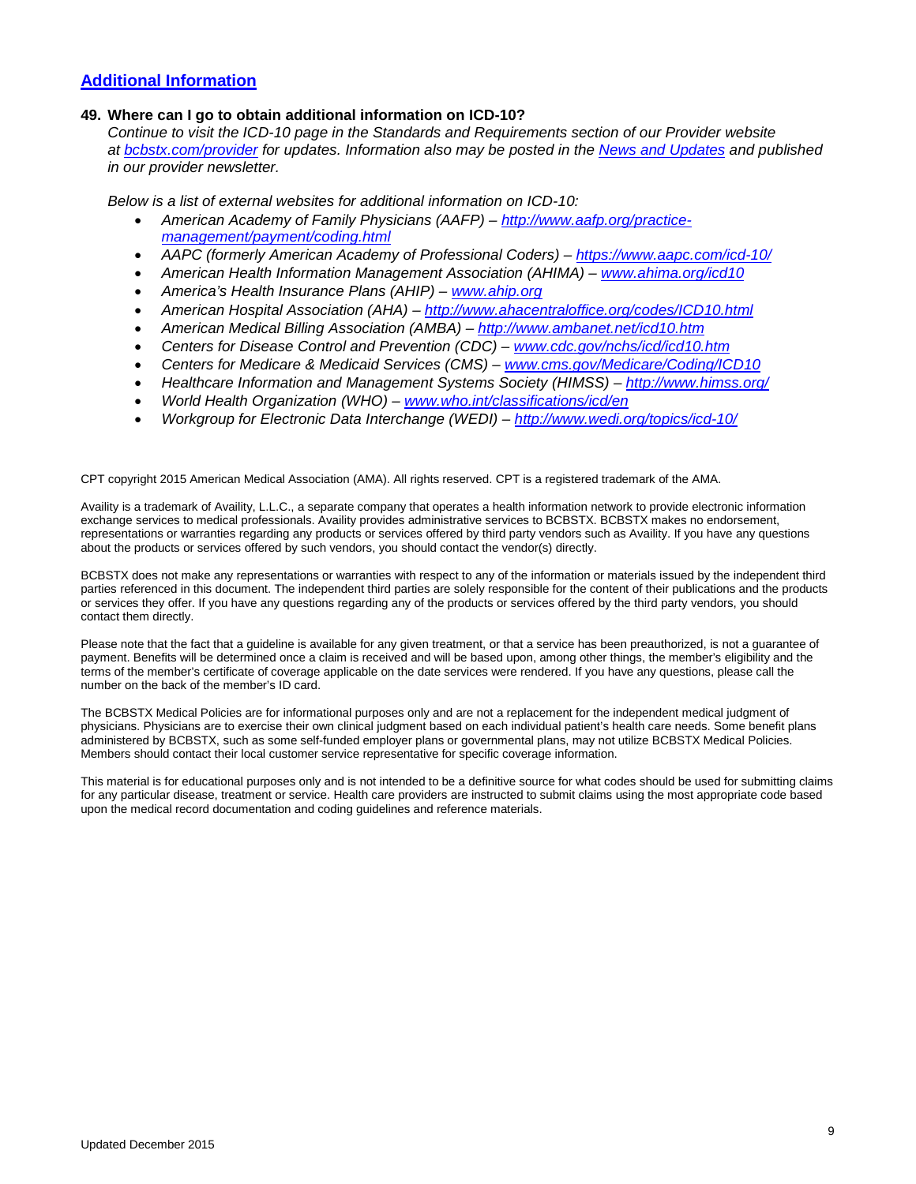## Additional Information

**49. Where can I go to obtain additional information on ICD-10?**

*Continue to visit the ICD-10 page in the Standards and Requirements section of our Provider website at bcbstx.com/provider for updates. Information also may be posted in the News and Updates and published in our provider newsletter.*

*Below is a list of external websites for additional information on ICD-10:*

- *American Academy of Family Physicians (AAFP) – http://www.aafp.org/practice-management/payment/coding.html*
- *AAPC (formerly American Academy of Professional Coders) – https://www.aapc.com/icd-10/*
- *American Health Information Management Association (AHIMA) – www.ahima.org/icd10*
- *America's Health Insurance Plans (AHIP) – www.ahip.org*
- *American Hospital Association (AHA) – http://www.ahacentraloffice.org/codes/ICD10.html*
- *American Medical Billing Association (AMBA) – http://www.ambanet.net/icd10.htm*
- *Centers for Disease Control and Prevention (CDC) – www.cdc.gov/nchs/icd/icd10.htm*
- *Centers for Medicare & Medicaid Services (CMS) – www.cms.gov/Medicare/Coding/ICD10*
- *Healthcare Information and Management Systems Society (HIMSS) – http://www.himss.org/*
- *World Health Organization (WHO) – www.who.int/classifications/icd/en*
- *Workgroup for Electronic Data Interchange (WEDI) – http://www.wedi.org/topics/icd-10/*

CPT copyright 2015 American Medical Association (AMA). All rights reserved. CPT is a registered trademark of the AMA.

Availity is a trademark of Availity, L.L.C., a separate company that operates a health information network to provide electronic information exchange services to medical professionals. Availity provides administrative services to BCBSTX. BCBSTX makes no endorsement, representations or warranties regarding any products or services offered by third party vendors such as Availity. If you have any questions about the products or services offered by such vendors, you should contact the vendor(s) directly.

BCBSTX does not make any representations or warranties with respect to any of the information or materials issued by the independent third parties referenced in this document. The independent third parties are solely responsible for the content of their publications and the products or services they offer. If you have any questions regarding any of the products or services offered by the third party vendors, you should contact them directly.

Please note that the fact that a guideline is available for any given treatment, or that a service has been preauthorized, is not a guarantee of payment. Benefits will be determined once a claim is received and will be based upon, among other things, the member's eligibility and the terms of the member's certificate of coverage applicable on the date services were rendered. If you have any questions, please call the number on the back of the member's ID card.

The BCBSTX Medical Policies are for informational purposes only and are not a replacement for the independent medical judgment of physicians. Physicians are to exercise their own clinical judgment based on each individual patient's health care needs. Some benefit plans administered by BCBSTX, such as some self-funded employer plans or governmental plans, may not utilize BCBSTX Medical Policies. Members should contact their local customer service representative for specific coverage information.

This material is for educational purposes only and is not intended to be a definitive source for what codes should be used for submitting claims for any particular disease, treatment or service. Health care providers are instructed to submit claims using the most appropriate code based upon the medical record documentation and coding guidelines and reference materials.